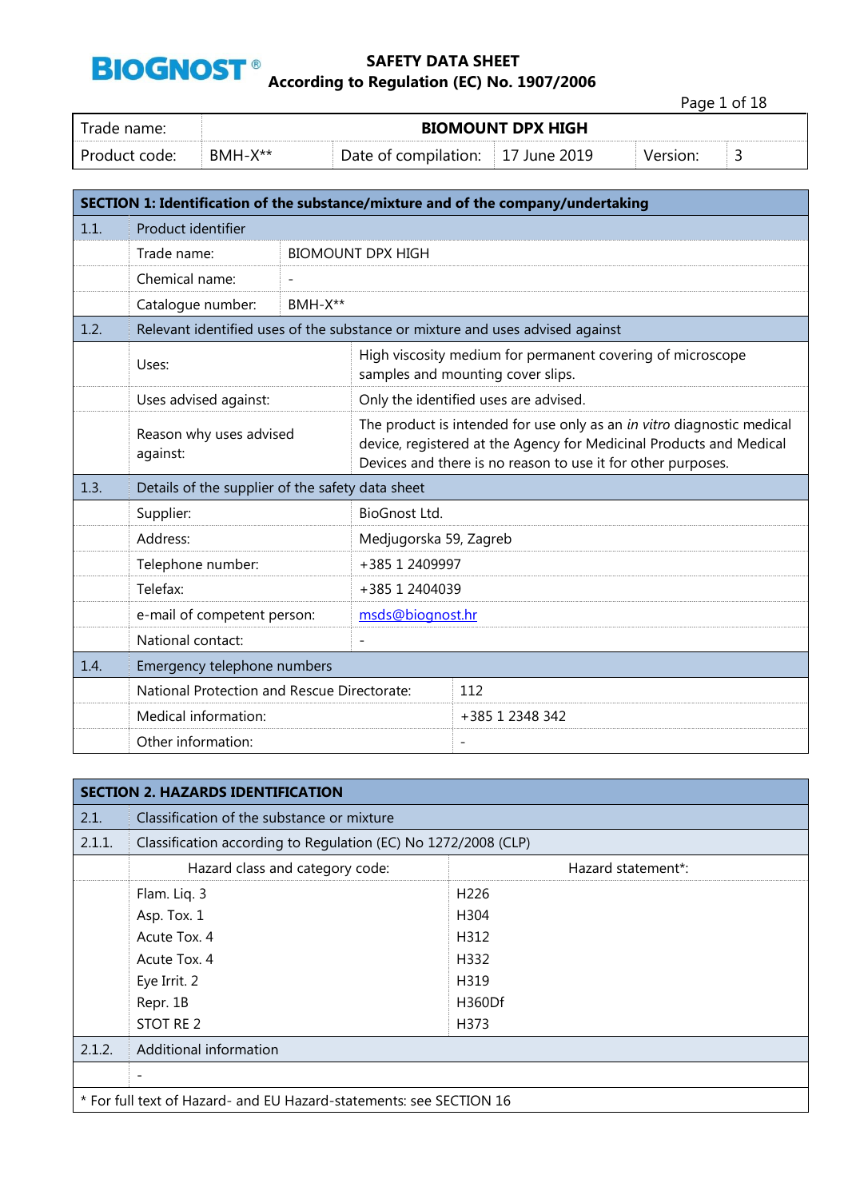**BIOGNOST®**

# SAFETY DATA SHEET
## According to Regulation (EC) No. 1907/2006

| Trade name: | BIOMOUNT DPX HIGH | | | | |
|---|---|---|---|---|---|
| Product code: | BMH-X** | Date of compilation: | 17 June 2019 | Version: | 3 |

## SECTION 1: Identification of the substance/mixture and of the company/undertaking

| | | |
|---|---|---|
| **1.1.** | **Product identifier** | |
| | Trade name: | BIOMOUNT DPX HIGH |
| | Chemical name: | - |
| | Catalogue number: | BMH-X** |
| **1.2.** | **Relevant identified uses of the substance or mixture and uses advised against** | |
| | Uses: | High viscosity medium for permanent covering of microscope samples and mounting cover slips. |
| | Uses advised against: | Only the identified uses are advised. |
| | Reason why uses advised against: | The product is intended for use only as an *in vitro* diagnostic medical device, registered at the Agency for Medicinal Products and Medical Devices and there is no reason to use it for other purposes. |
| **1.3.** | **Details of the supplier of the safety data sheet** | |
| | Supplier: | BioGnost Ltd. |
| | Address: | Medjugorska 59, Zagreb |
| | Telephone number: | +385 1 2409997 |
| | Telefax: | +385 1 2404039 |
| | e-mail of competent person: | msds@biognost.hr |
| | National contact: | - |
| **1.4.** | **Emergency telephone numbers** | |
| | National Protection and Rescue Directorate: | 112 |
| | Medical information: | +385 1 2348 342 |
| | Other information: | - |

## SECTION 2. HAZARDS IDENTIFICATION

| | | |
|---|---|---|
| **2.1.** | **Classification of the substance or mixture** | |
| **2.1.1.** | **Classification according to Regulation (EC) No 1272/2008 (CLP)** | |
| | Hazard class and category code: | Hazard statement*: |
| | Flam. Liq. 3 | H226 |
| | Asp. Tox. 1 | H304 |
| | Acute Tox. 4 | H312 |
| | Acute Tox. 4 | H332 |
| | Eye Irrit. 2 | H319 |
| | Repr. 1B | H360Df |
| | STOT RE 2 | H373 |
| **2.1.2.** | **Additional information** | |
| | - | |

\* For full text of Hazard- and EU Hazard-statements: see SECTION 16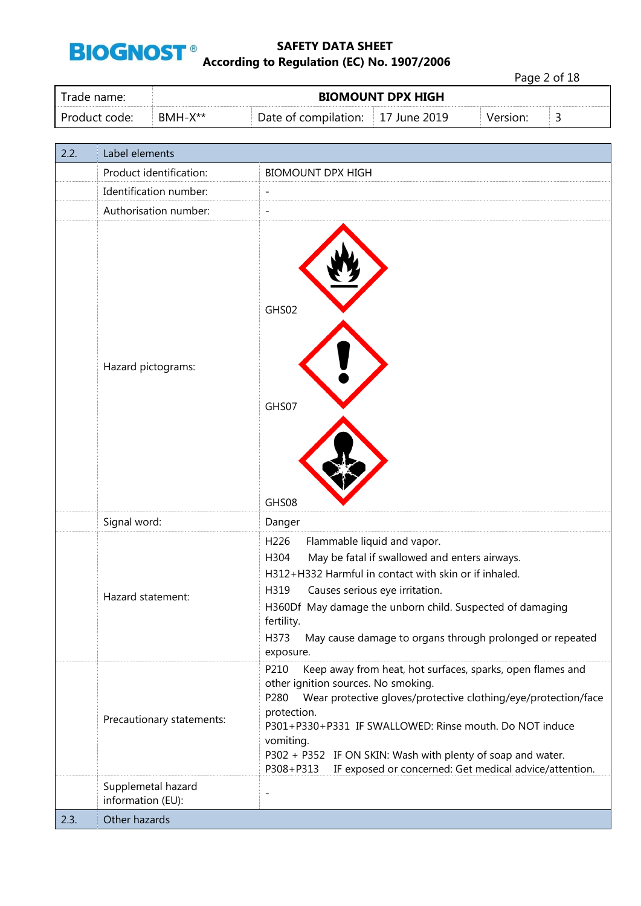| Trade name: | BIOMOUNT DPX HIGH | | | | |
|---|---|---|---|---|---|
| Product code: | BMH-X** | Date of compilation: | 17 June 2019 | Version: | 3 |

| 2.2. | Label elements | |
|---|---|---|
| | Product identification: | BIOMOUNT DPX HIGH |
| | Identification number: | - |
| | Authorisation number: | - |
| | Hazard pictograms: | GHS02<br>GHS07<br>GHS08 |
| | Signal word: | Danger |
| | Hazard statement: | H226 Flammable liquid and vapor.<br>H304 May be fatal if swallowed and enters airways.<br>H312+H332 Harmful in contact with skin or if inhaled.<br>H319 Causes serious eye irritation.<br>H360Df May damage the unborn child. Suspected of damaging fertility.<br>H373 May cause damage to organs through prolonged or repeated exposure. |
| | Precautionary statements: | P210 Keep away from heat, hot surfaces, sparks, open flames and other ignition sources. No smoking.<br>P280 Wear protective gloves/protective clothing/eye/protection/face protection.<br>P301+P330+P331 IF SWALLOWED: Rinse mouth. Do NOT induce vomiting.<br>P302 + P352 IF ON SKIN: Wash with plenty of soap and water.<br>P308+P313 IF exposed or concerned: Get medical advice/attention. |
| | Supplemetal hazard information (EU): | - |
| 2.3. | Other hazards | |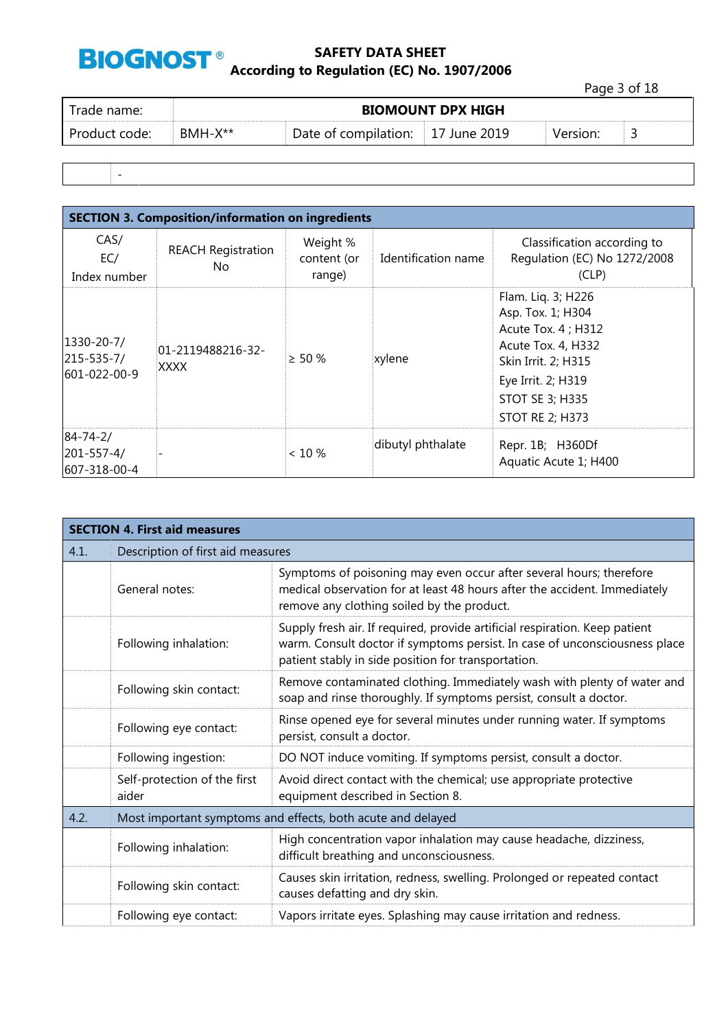| Trade name: | BIOMOUNT DPX HIGH | | | | |
|---|---|---|---|---|---|
| Product code: | BMH-X** | Date of compilation: | 17 June 2019 | Version: | 3 |

| | - |
|---|---|

## SECTION 3. Composition/information on ingredients

| CAS/ EC/ Index number | REACH Registration No | Weight % content (or range) | Identification name | Classification according to Regulation (EC) No 1272/2008 (CLP) |
|---|---|---|---|---|
| 1330-20-7/ 215-535-7/ 601-022-00-9 | 01-2119488216-32-XXXX | ≥ 50 % | xylene | Flam. Liq. 3; H226<br>Asp. Tox. 1; H304<br>Acute Tox. 4 ; H312<br>Acute Tox. 4, H332<br>Skin Irrit. 2; H315<br>Eye Irrit. 2; H319<br>STOT SE 3; H335<br>STOT RE 2; H373 |
| 84-74-2/ 201-557-4/ 607-318-00-4 | - | < 10 % | dibutyl phthalate | Repr. 1B; H360Df<br>Aquatic Acute 1; H400 |

## SECTION 4. First aid measures

| | | |
|---|---|---|
| 4.1. | Description of first aid measures | |
| | General notes: | Symptoms of poisoning may even occur after several hours; therefore medical observation for at least 48 hours after the accident. Immediately remove any clothing soiled by the product. |
| | Following inhalation: | Supply fresh air. If required, provide artificial respiration. Keep patient warm. Consult doctor if symptoms persist. In case of unconsciousness place patient stably in side position for transportation. |
| | Following skin contact: | Remove contaminated clothing. Immediately wash with plenty of water and soap and rinse thoroughly. If symptoms persist, consult a doctor. |
| | Following eye contact: | Rinse opened eye for several minutes under running water. If symptoms persist, consult a doctor. |
| | Following ingestion: | DO NOT induce vomiting. If symptoms persist, consult a doctor. |
| | Self-protection of the first aider | Avoid direct contact with the chemical; use appropriate protective equipment described in Section 8. |
| 4.2. | Most important symptoms and effects, both acute and delayed | |
| | Following inhalation: | High concentration vapor inhalation may cause headache, dizziness, difficult breathing and unconsciousness. |
| | Following skin contact: | Causes skin irritation, redness, swelling. Prolonged or repeated contact causes defatting and dry skin. |
| | Following eye contact: | Vapors irritate eyes. Splashing may cause irritation and redness. |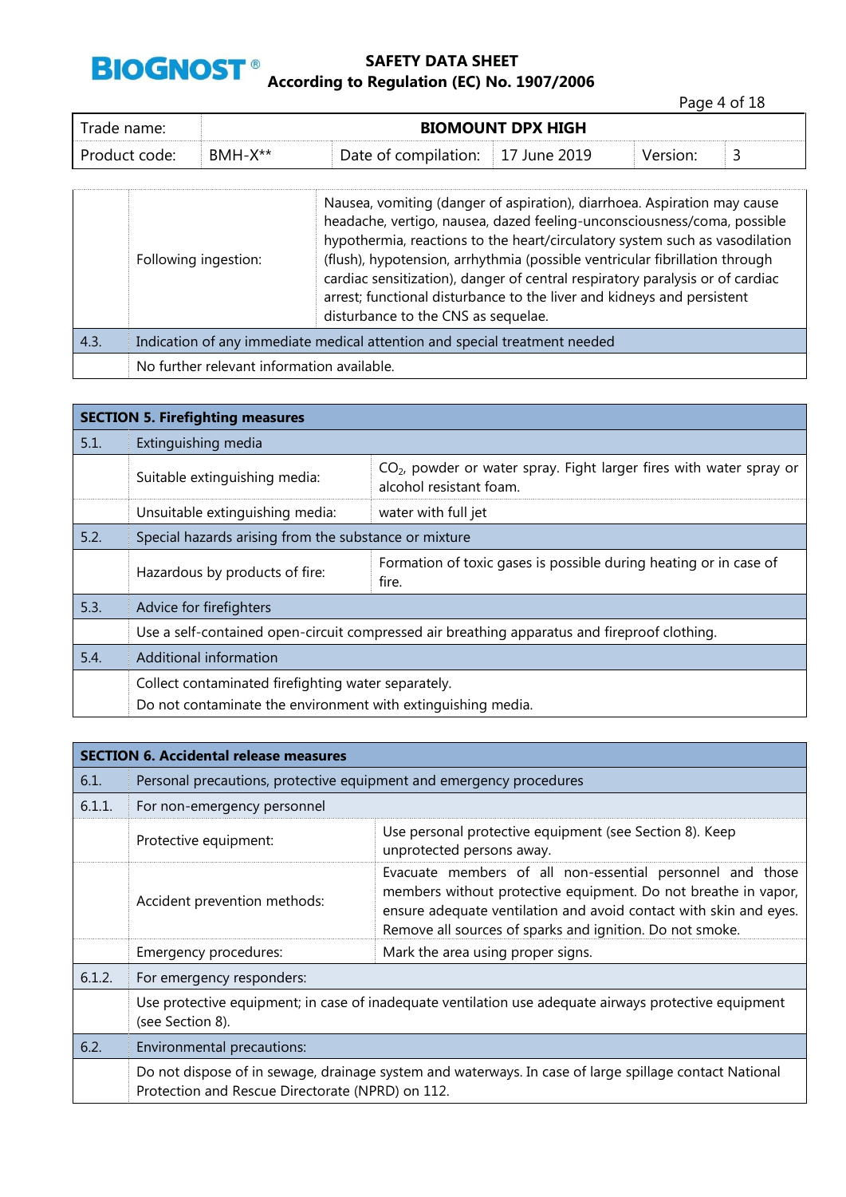| | | |
|---|---|---|
| | Following ingestion: | Nausea, vomiting (danger of aspiration), diarrhoea. Aspiration may cause headache, vertigo, nausea, dazed feeling-unconsciousness/coma, possible hypothermia, reactions to the heart/circulatory system such as vasodilation (flush), hypotension, arrhythmia (possible ventricular fibrillation through cardiac sensitization), danger of central respiratory paralysis or of cardiac arrest; functional disturbance to the liver and kidneys and persistent disturbance to the CNS as sequelae. |
| 4.3. | Indication of any immediate medical attention and special treatment needed | |
| | No further relevant information available. | |

## SECTION 5. Firefighting measures

| | | |
|---|---|---|
| 5.1. | Extinguishing media | |
| | Suitable extinguishing media: | $CO_2$, powder or water spray. Fight larger fires with water spray or alcohol resistant foam. |
| | Unsuitable extinguishing media: | water with full jet |
| 5.2. | Special hazards arising from the substance or mixture | |
| | Hazardous by products of fire: | Formation of toxic gases is possible during heating or in case of fire. |
| 5.3. | Advice for firefighters | |
| | Use a self-contained open-circuit compressed air breathing apparatus and fireproof clothing. | |
| 5.4. | Additional information | |
| | Collect contaminated firefighting water separately.<br>Do not contaminate the environment with extinguishing media. | |

## SECTION 6. Accidental release measures

| | | |
|---|---|---|
| 6.1. | Personal precautions, protective equipment and emergency procedures | |
| 6.1.1. | For non-emergency personnel | |
| | Protective equipment: | Use personal protective equipment (see Section 8). Keep unprotected persons away. |
| | Accident prevention methods: | Evacuate members of all non-essential personnel and those members without protective equipment. Do not breathe in vapor, ensure adequate ventilation and avoid contact with skin and eyes. Remove all sources of sparks and ignition. Do not smoke. |
| | Emergency procedures: | Mark the area using proper signs. |
| 6.1.2. | For emergency responders: | |
| | Use protective equipment; in case of inadequate ventilation use adequate airways protective equipment (see Section 8). | |
| 6.2. | Environmental precautions: | |
| | Do not dispose of in sewage, drainage system and waterways. In case of large spillage contact National Protection and Rescue Directorate (NPRD) on 112. | |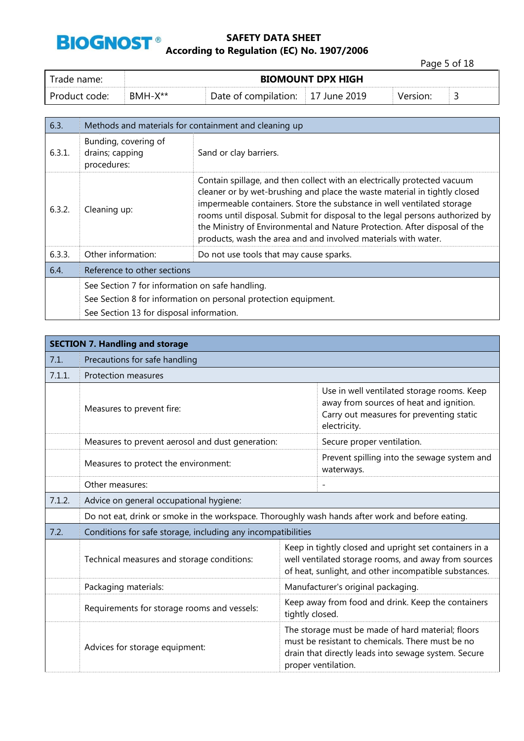| 6.3. | Methods and materials for containment and cleaning up | |
|---|---|---|
| 6.3.1. | Bunding, covering of drains; capping procedures: | Sand or clay barriers. |
| 6.3.2. | Cleaning up: | Contain spillage, and then collect with an electrically protected vacuum cleaner or by wet-brushing and place the waste material in tightly closed impermeable containers. Store the substance in well ventilated storage rooms until disposal. Submit for disposal to the legal persons authorized by the Ministry of Environmental and Nature Protection. After disposal of the products, wash the area and and involved materials with water. |
| 6.3.3. | Other information: | Do not use tools that may cause sparks. |
| 6.4. | Reference to other sections | |
| | See Section 7 for information on safe handling.<br>See Section 8 for information on personal protection equipment.<br>See Section 13 for disposal information. | |

## SECTION 7. Handling and storage

| 7.1. | Precautions for safe handling | |
|---|---|---|
| 7.1.1. | Protection measures | |
| | Measures to prevent fire: | Use in well ventilated storage rooms. Keep away from sources of heat and ignition. Carry out measures for preventing static electricity. |
| | Measures to prevent aerosol and dust generation: | Secure proper ventilation. |
| | Measures to protect the environment: | Prevent spilling into the sewage system and waterways. |
| | Other measures: | - |
| 7.1.2. | Advice on general occupational hygiene: | |
| | Do not eat, drink or smoke in the workspace. Thoroughly wash hands after work and before eating. | |
| 7.2. | Conditions for safe storage, including any incompatibilities | |
| | Technical measures and storage conditions: | Keep in tightly closed and upright set containers in a well ventilated storage rooms, and away from sources of heat, sunlight, and other incompatible substances. |
| | Packaging materials: | Manufacturer's original packaging. |
| | Requirements for storage rooms and vessels: | Keep away from food and drink. Keep the containers tightly closed. |
| | Advices for storage equipment: | The storage must be made of hard material; floors must be resistant to chemicals. There must be no drain that directly leads into sewage system. Secure proper ventilation. |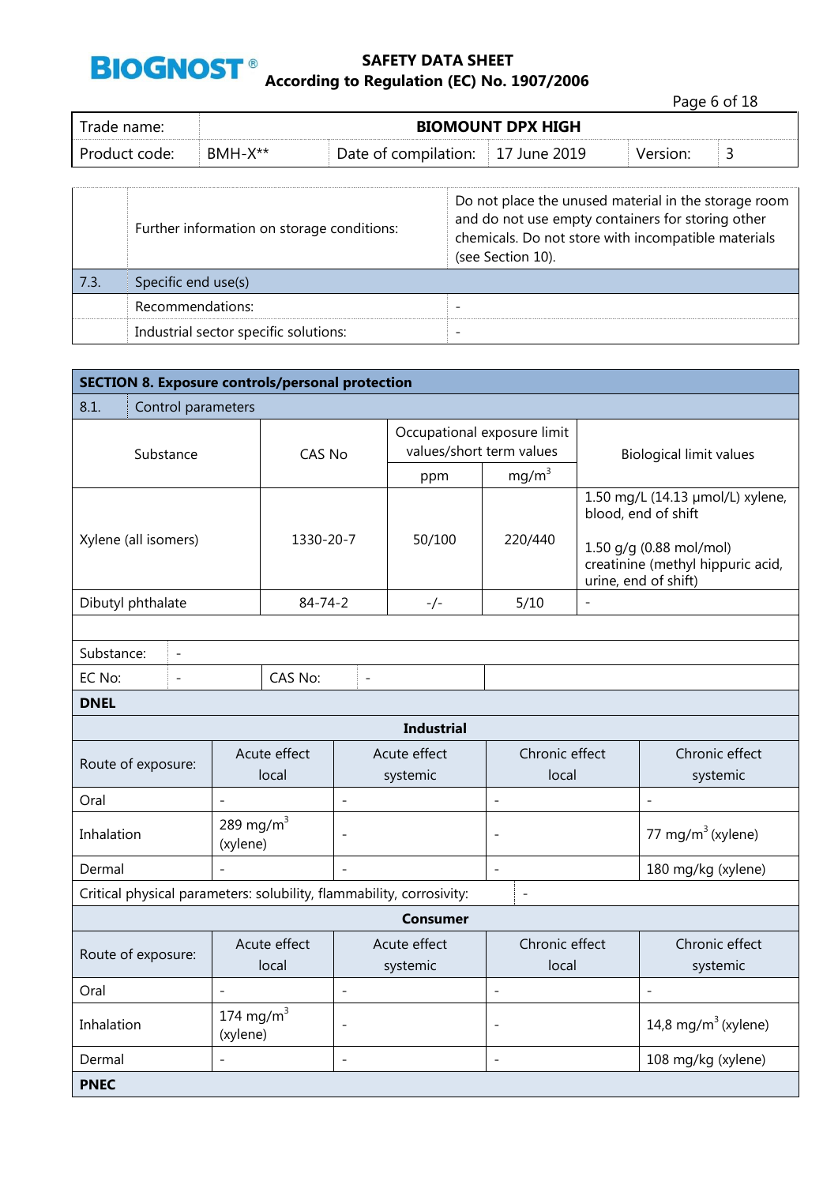| | | |
|---|---|---|
| | Further information on storage conditions: | Do not place the unused material in the storage room and do not use empty containers for storing other chemicals. Do not store with incompatible materials (see Section 10). |
| 7.3. | Specific end use(s) | |
| | Recommendations: | - |
| | Industrial sector specific solutions: | - |

## SECTION 8. Exposure controls/personal protection

8.1. Control parameters

| Substance | CAS No | Occupational exposure limit values/short term values | | Biological limit values |
|---|---|---|---|---|
| | | ppm | mg/m$^3$ | |
| Xylene (all isomers) | 1330-20-7 | 50/100 | 220/440 | 1.50 mg/L (14.13 µmol/L) xylene, blood, end of shift<br><br>1.50 g/g (0.88 mol/mol) creatinine (methyl hippuric acid, urine, end of shift) |
| Dibutyl phthalate | 84-74-2 | -/- | 5/10 | - |

Substance: -

EC No: - CAS No: -

**DNEL**

**Industrial**

| Route of exposure: | Acute effect local | Acute effect systemic | Chronic effect local | Chronic effect systemic |
|---|---|---|---|---|
| Oral | - | - | - | - |
| Inhalation | 289 mg/m$^3$ (xylene) | - | - | 77 mg/m$^3$ (xylene) |
| Dermal | - | - | - | 180 mg/kg (xylene) |

Critical physical parameters: solubility, flammability, corrosivity: -

**Consumer**

| Route of exposure: | Acute effect local | Acute effect systemic | Chronic effect local | Chronic effect systemic |
|---|---|---|---|---|
| Oral | - | - | - | - |
| Inhalation | 174 mg/m$^3$ (xylene) | - | - | 14,8 mg/m$^3$ (xylene) |
| Dermal | - | - | - | 108 mg/kg (xylene) |

**PNEC**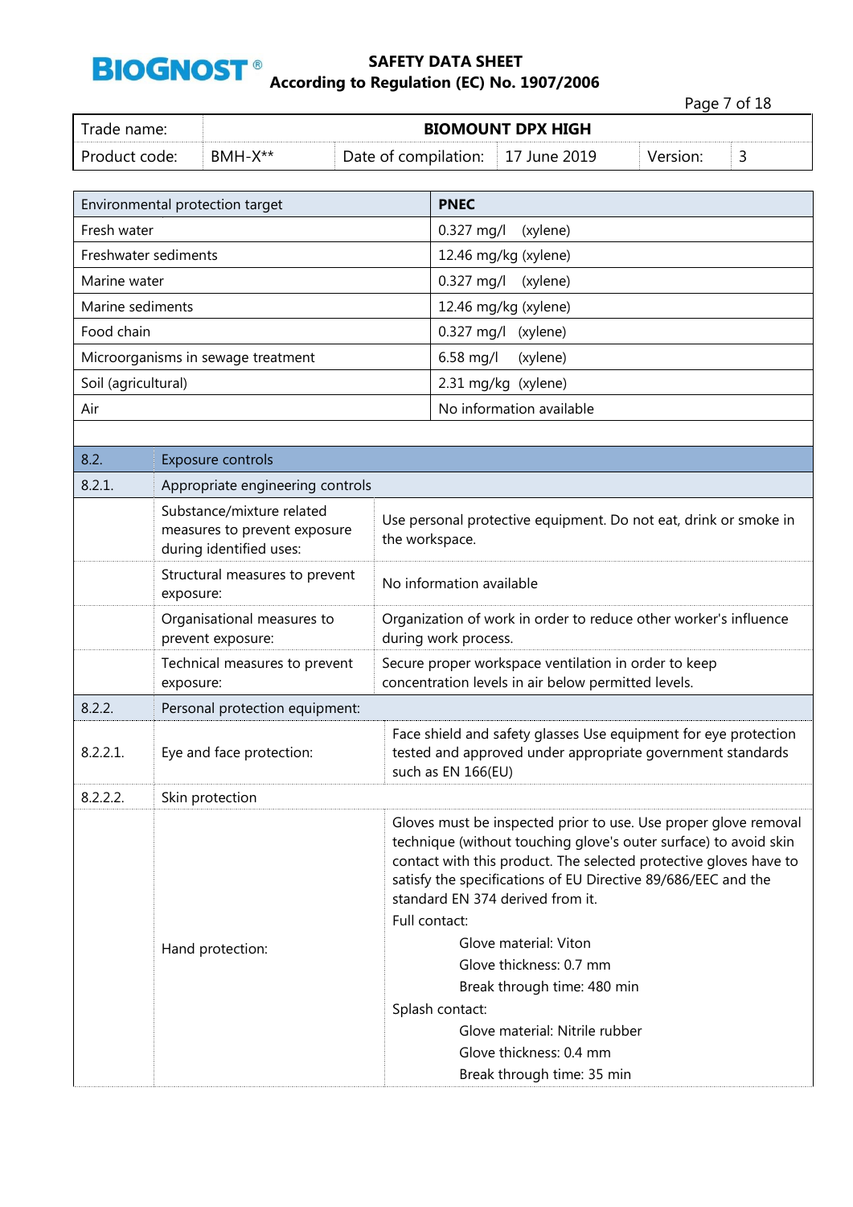| Environmental protection target | PNEC |
|---|---|
| Fresh water | 0.327 mg/l (xylene) |
| Freshwater sediments | 12.46 mg/kg (xylene) |
| Marine water | 0.327 mg/l (xylene) |
| Marine sediments | 12.46 mg/kg (xylene) |
| Food chain | 0.327 mg/l (xylene) |
| Microorganisms in sewage treatment | 6.58 mg/l (xylene) |
| Soil (agricultural) | 2.31 mg/kg (xylene) |
| Air | No information available |

| 8.2. | Exposure controls | |
|---|---|---|
| 8.2.1. | Appropriate engineering controls | |
| | Substance/mixture related measures to prevent exposure during identified uses: | Use personal protective equipment. Do not eat, drink or smoke in the workspace. |
| | Structural measures to prevent exposure: | No information available |
| | Organisational measures to prevent exposure: | Organization of work in order to reduce other worker's influence during work process. |
| | Technical measures to prevent exposure: | Secure proper workspace ventilation in order to keep concentration levels in air below permitted levels. |
| 8.2.2. | Personal protection equipment: | |
| 8.2.2.1. | Eye and face protection: | Face shield and safety glasses Use equipment for eye protection tested and approved under appropriate government standards such as EN 166(EU) |
| 8.2.2.2. | Skin protection | |
| | Hand protection: | Gloves must be inspected prior to use. Use proper glove removal technique (without touching glove's outer surface) to avoid skin contact with this product. The selected protective gloves have to satisfy the specifications of EU Directive 89/686/EEC and the standard EN 374 derived from it.<br>Full contact:<br>Glove material: Viton<br>Glove thickness: 0.7 mm<br>Break through time: 480 min<br>Splash contact:<br>Glove material: Nitrile rubber<br>Glove thickness: 0.4 mm<br>Break through time: 35 min |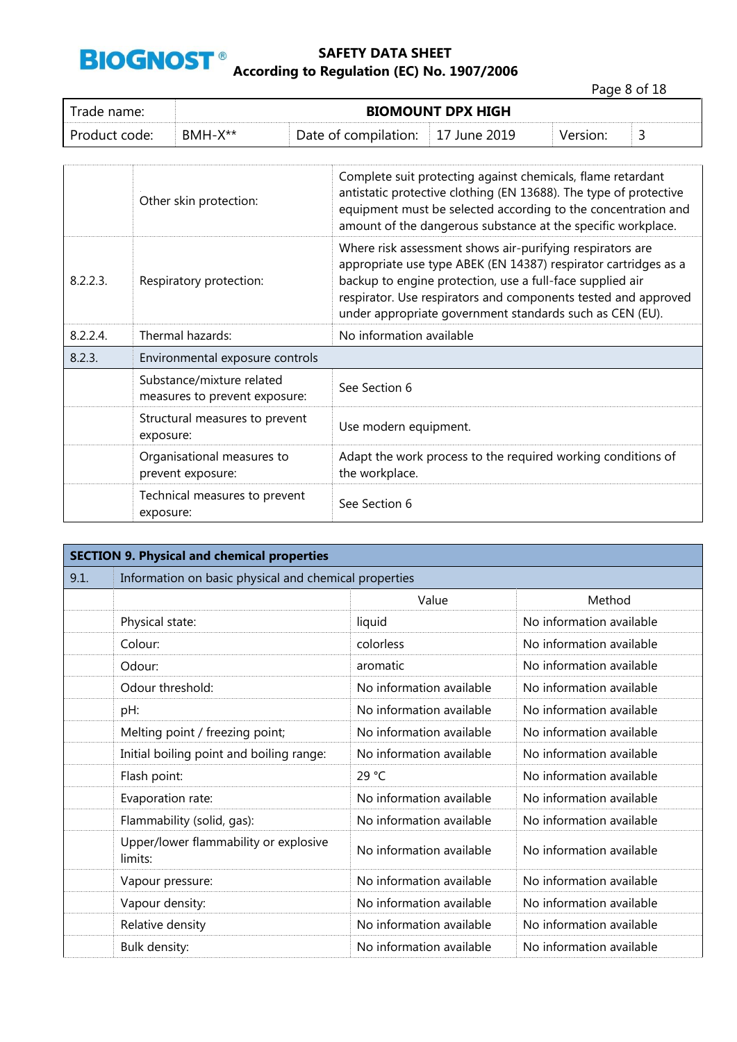| | | |
|---|---|---|
| | Other skin protection: | Complete suit protecting against chemicals, flame retardant antistatic protective clothing (EN 13688). The type of protective equipment must be selected according to the concentration and amount of the dangerous substance at the specific workplace. |
| 8.2.2.3. | Respiratory protection: | Where risk assessment shows air-purifying respirators are appropriate use type ABEK (EN 14387) respirator cartridges as a backup to engine protection, use a full-face supplied air respirator. Use respirators and components tested and approved under appropriate government standards such as CEN (EU). |
| 8.2.2.4. | Thermal hazards: | No information available |
| 8.2.3. | Environmental exposure controls | |
| | Substance/mixture related measures to prevent exposure: | See Section 6 |
| | Structural measures to prevent exposure: | Use modern equipment. |
| | Organisational measures to prevent exposure: | Adapt the work process to the required working conditions of the workplace. |
| | Technical measures to prevent exposure: | See Section 6 |

## SECTION 9. Physical and chemical properties

| 9.1. | Information on basic physical and chemical properties | | |
|---|---|---|---|
| | | Value | Method |
| | Physical state: | liquid | No information available |
| | Colour: | colorless | No information available |
| | Odour: | aromatic | No information available |
| | Odour threshold: | No information available | No information available |
| | pH: | No information available | No information available |
| | Melting point / freezing point; | No information available | No information available |
| | Initial boiling point and boiling range: | No information available | No information available |
| | Flash point: | 29 °C | No information available |
| | Evaporation rate: | No information available | No information available |
| | Flammability (solid, gas): | No information available | No information available |
| | Upper/lower flammability or explosive limits: | No information available | No information available |
| | Vapour pressure: | No information available | No information available |
| | Vapour density: | No information available | No information available |
| | Relative density | No information available | No information available |
| | Bulk density: | No information available | No information available |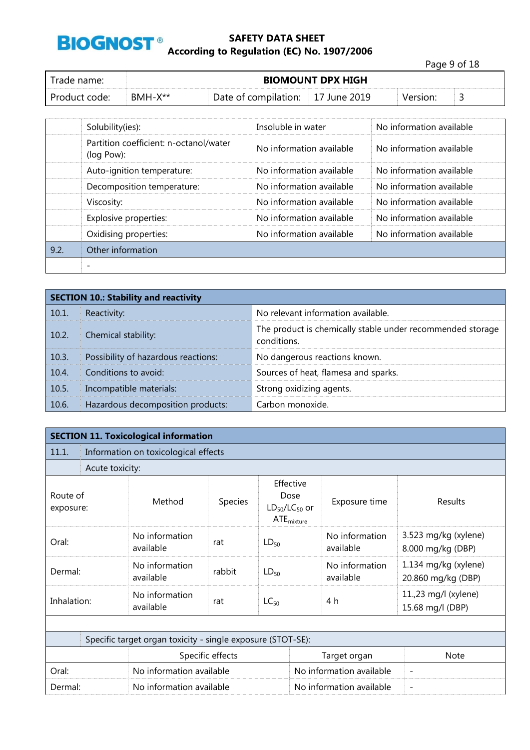| | | | |
|---|---|---|---|
| | Solubility(ies): | Insoluble in water | No information available |
| | Partition coefficient: n-octanol/water (log Pow): | No information available | No information available |
| | Auto-ignition temperature: | No information available | No information available |
| | Decomposition temperature: | No information available | No information available |
| | Viscosity: | No information available | No information available |
| | Explosive properties: | No information available | No information available |
| | Oxidising properties: | No information available | No information available |
| 9.2. | Other information | | |
| | - | | |

## SECTION 10.: Stability and reactivity

| | | |
|---|---|---|
| 10.1. | Reactivity: | No relevant information available. |
| 10.2. | Chemical stability: | The product is chemically stable under recommended storage conditions. |
| 10.3. | Possibility of hazardous reactions: | No dangerous reactions known. |
| 10.4. | Conditions to avoid: | Sources of heat, flamesa and sparks. |
| 10.5. | Incompatible materials: | Strong oxidizing agents. |
| 10.6. | Hazardous decomposition products: | Carbon monoxide. |

## SECTION 11. Toxicological information

11.1. Information on toxicological effects

Acute toxicity:

| Route of exposure: | Method | Species | Effective Dose $LD_{50}/LC_{50}$ or $ATE_{mixture}$ | Exposure time | Results |
|---|---|---|---|---|---|
| Oral: | No information available | rat | $LD_{50}$ | No information available | 3.523 mg/kg (xylene)<br>8.000 mg/kg (DBP) |
| Dermal: | No information available | rabbit | $LD_{50}$ | No information available | 1.134 mg/kg (xylene)<br>20.860 mg/kg (DBP) |
| Inhalation: | No information available | rat | $LC_{50}$ | 4 h | 11.,23 mg/l (xylene)<br>15.68 mg/l (DBP) |

Specific target organ toxicity - single exposure (STOT-SE):

| | Specific effects | Target organ | Note |
|---|---|---|---|
| Oral: | No information available | No information available | - |
| Dermal: | No information available | No information available | - |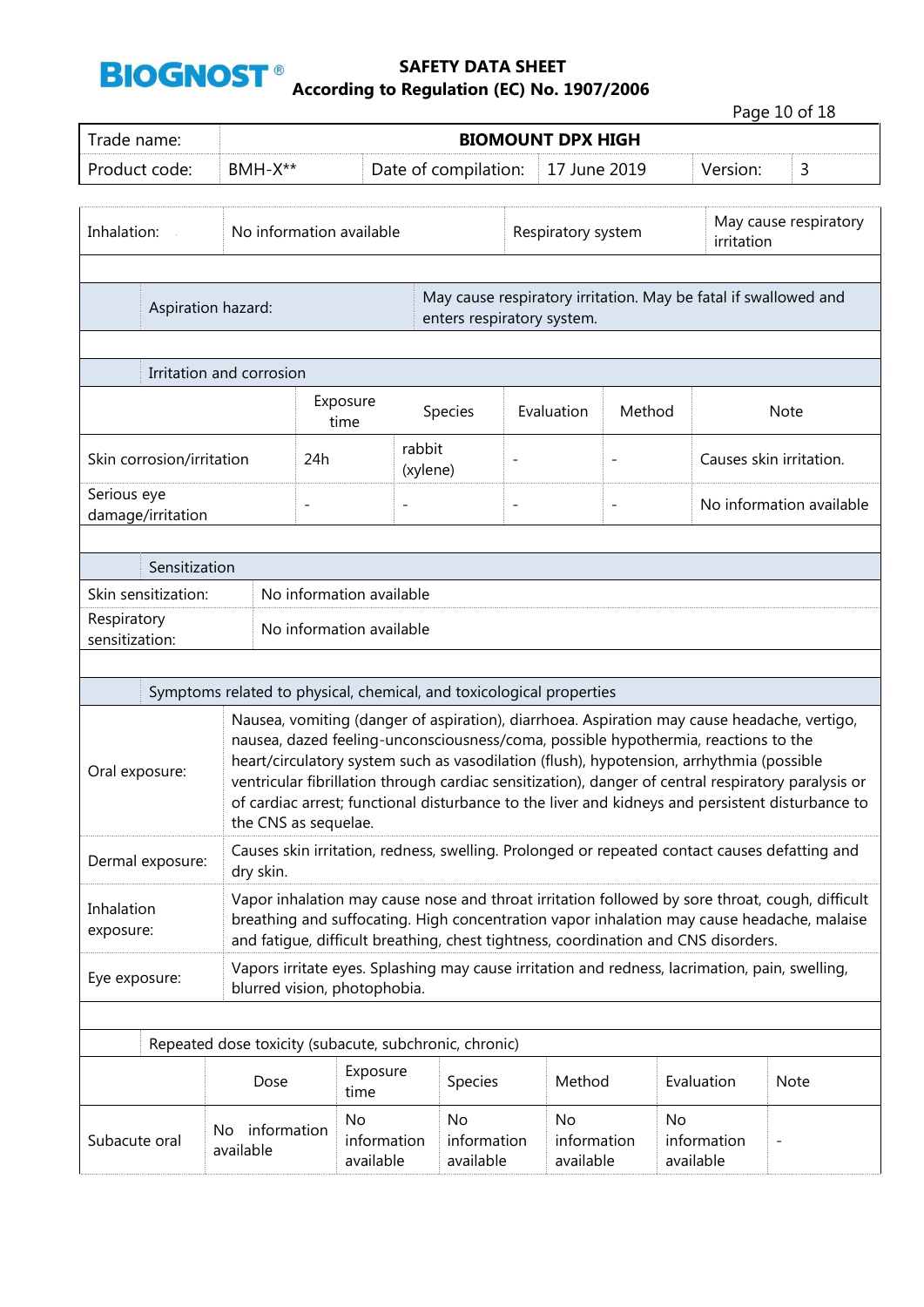| | | | |
|---|---|---|---|
| Inhalation: | No information available | Respiratory system | May cause respiratory irritation |

| | |
|---|---|
| Aspiration hazard: | May cause respiratory irritation. May be fatal if swallowed and enters respiratory system. |

**Irritation and corrosion**

| | Exposure time | Species | Evaluation | Method | Note |
|---|---|---|---|---|---|
| Skin corrosion/irritation | 24h | rabbit (xylene) | - | - | Causes skin irritation. |
| Serious eye damage/irritation | - | - | - | - | No information available |

**Sensitization**

| | |
|---|---|
| Skin sensitization: | No information available |
| Respiratory sensitization: | No information available |

**Symptoms related to physical, chemical, and toxicological properties**

| | |
|---|---|
| Oral exposure: | Nausea, vomiting (danger of aspiration), diarrhoea. Aspiration may cause headache, vertigo, nausea, dazed feeling-unconsciousness/coma, possible hypothermia, reactions to the heart/circulatory system such as vasodilation (flush), hypotension, arrhythmia (possible ventricular fibrillation through cardiac sensitization), danger of central respiratory paralysis or of cardiac arrest; functional disturbance to the liver and kidneys and persistent disturbance to the CNS as sequelae. |
| Dermal exposure: | Causes skin irritation, redness, swelling. Prolonged or repeated contact causes defatting and dry skin. |
| Inhalation exposure: | Vapor inhalation may cause nose and throat irritation followed by sore throat, cough, difficult breathing and suffocating. High concentration vapor inhalation may cause headache, malaise and fatigue, difficult breathing, chest tightness, coordination and CNS disorders. |
| Eye exposure: | Vapors irritate eyes. Splashing may cause irritation and redness, lacrimation, pain, swelling, blurred vision, photophobia. |

**Repeated dose toxicity (subacute, subchronic, chronic)**

| | Dose | Exposure time | Species | Method | Evaluation | Note |
|---|---|---|---|---|---|---|
| Subacute oral | No information available | No information available | No information available | No information available | No information available | - |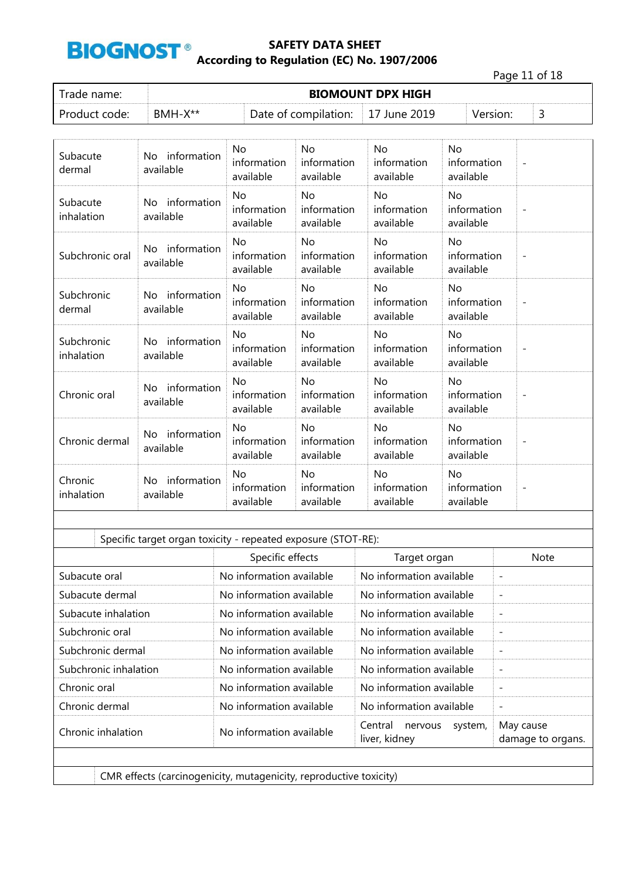| | | | | | | |
|---|---|---|---|---|---|---|
| Subacute dermal | No information available | No information available | No information available | No information available | No information available | - |
| Subacute inhalation | No information available | No information available | No information available | No information available | No information available | - |
| Subchronic oral | No information available | No information available | No information available | No information available | No information available | - |
| Subchronic dermal | No information available | No information available | No information available | No information available | No information available | - |
| Subchronic inhalation | No information available | No information available | No information available | No information available | No information available | - |
| Chronic oral | No information available | No information available | No information available | No information available | No information available | - |
| Chronic dermal | No information available | No information available | No information available | No information available | No information available | - |
| Chronic inhalation | No information available | No information available | No information available | No information available | No information available | - |

Specific target organ toxicity - repeated exposure (STOT-RE):

| | Specific effects | Target organ | Note |
|---|---|---|---|
| Subacute oral | No information available | No information available | - |
| Subacute dermal | No information available | No information available | - |
| Subacute inhalation | No information available | No information available | - |
| Subchronic oral | No information available | No information available | - |
| Subchronic dermal | No information available | No information available | - |
| Subchronic inhalation | No information available | No information available | - |
| Chronic oral | No information available | No information available | - |
| Chronic dermal | No information available | No information available | - |
| Chronic inhalation | No information available | Central nervous system, liver, kidney | May cause damage to organs. |

CMR effects (carcinogenicity, mutagenicity, reproductive toxicity)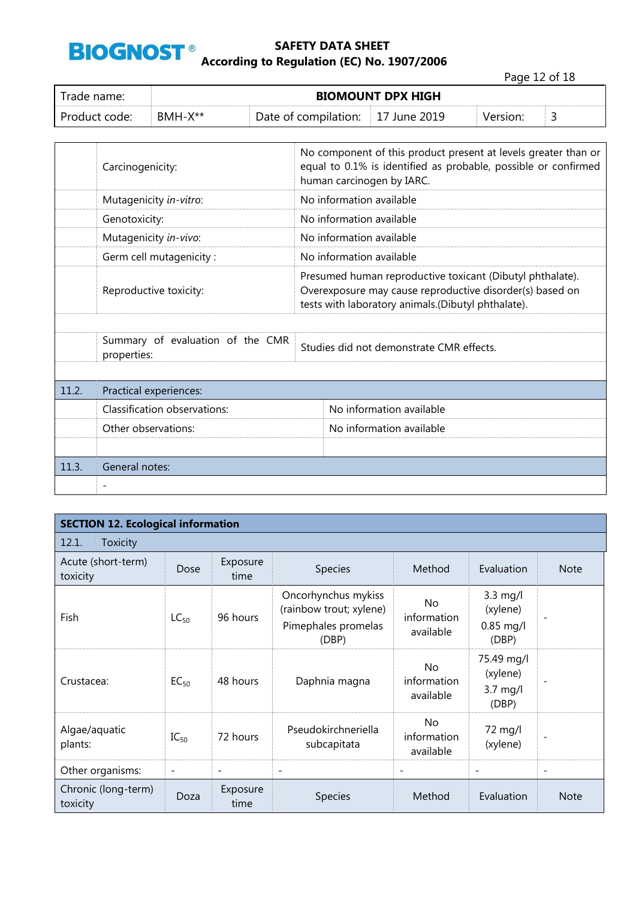| | | |
|---|---|---|
| | Carcinogenicity: | No component of this product present at levels greater than or equal to 0.1% is identified as probable, possible or confirmed human carcinogen by IARC. |
| | Mutagenicity *in-vitro*: | No information available |
| | Genotoxicity: | No information available |
| | Mutagenicity *in-vivo*: | No information available |
| | Germ cell mutagenicity : | No information available |
| | Reproductive toxicity: | Presumed human reproductive toxicant (Dibutyl phthalate). Overexposure may cause reproductive disorder(s) based on tests with laboratory animals.(Dibutyl phthalate). |
| | | |
| | Summary of evaluation of the CMR properties: | Studies did not demonstrate CMR effects. |
| | | |
| 11.2. | Practical experiences: | |
| | Classification observations: | No information available |
| | Other observations: | No information available |
| | | |
| 11.3. | General notes: | |
| | - | |

## SECTION 12. Ecological information

12.1. Toxicity

| Acute (short-term) toxicity | Dose | Exposure time | Species | Method | Evaluation | Note |
|---|---|---|---|---|---|---|
| Fish | $LC_{50}$ | 96 hours | Oncorhynchus mykiss (rainbow trout; xylene) Pimephales promelas (DBP) | No information available | 3.3 mg/l (xylene) 0.85 mg/l (DBP) | - |
| Crustacea: | $EC_{50}$ | 48 hours | Daphnia magna | No information available | 75.49 mg/l (xylene) 3.7 mg/l (DBP) | - |
| Algae/aquatic plants: | $IC_{50}$ | 72 hours | Pseudokirchneriella subcapitata | No information available | 72 mg/l (xylene) | - |
| Other organisms: | - | - | - | - | - | - |
| Chronic (long-term) toxicity | Doza | Exposure time | Species | Method | Evaluation | Note |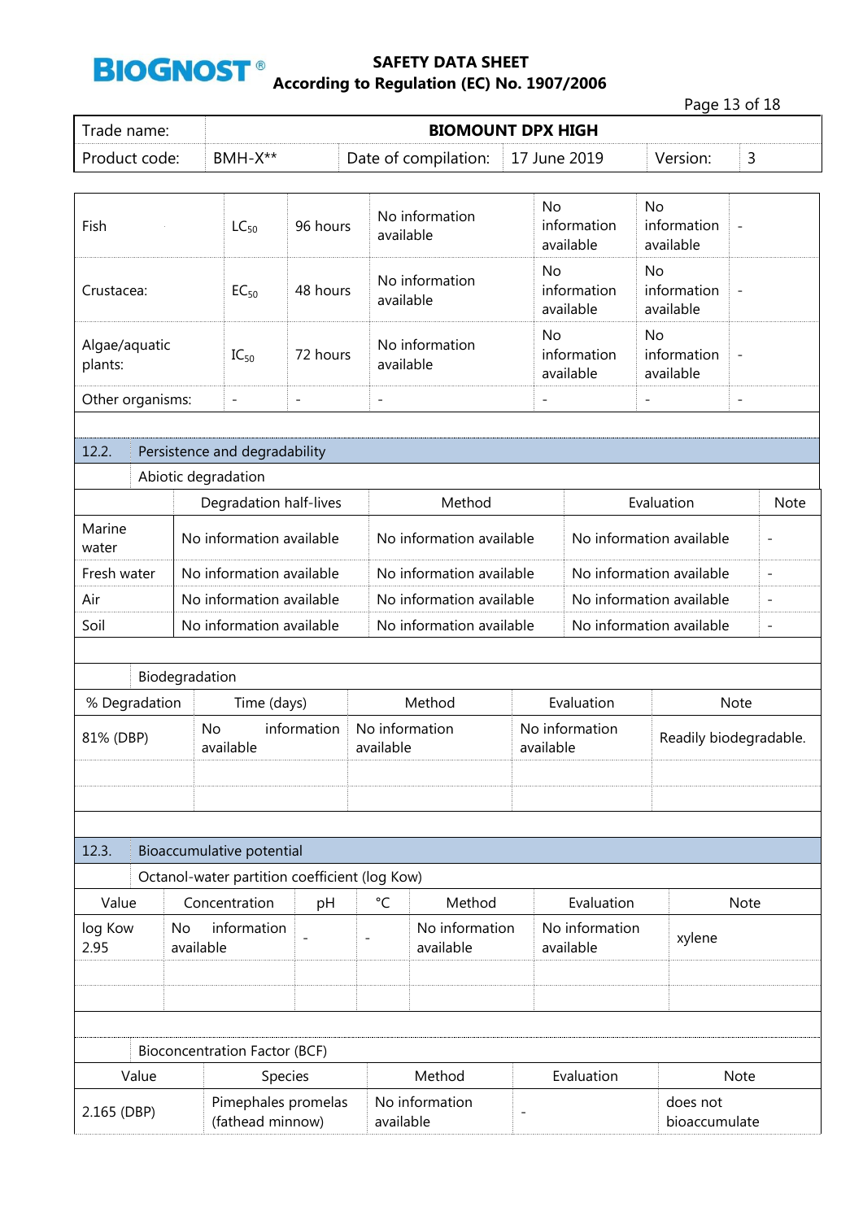| | | | | | | |
|---|---|---|---|---|---|---|
| Fish | $LC_{50}$ | 96 hours | No information available | No information available | No information available | - |
| Crustacea: | $EC_{50}$ | 48 hours | No information available | No information available | No information available | - |
| Algae/aquatic plants: | $IC_{50}$ | 72 hours | No information available | No information available | No information available | - |
| Other organisms: | - | - | - | - | - | - |

## 12.2. Persistence and degradability

Abiotic degradation

| | Degradation half-lives | Method | Evaluation | Note |
|---|---|---|---|---|
| Marine water | No information available | No information available | No information available | - |
| Fresh water | No information available | No information available | No information available | - |
| Air | No information available | No information available | No information available | - |
| Soil | No information available | No information available | No information available | - |

Biodegradation

| % Degradation | Time (days) | Method | Evaluation | Note |
|---|---|---|---|---|
| 81% (DBP) | No information available | No information available | No information available | Readily biodegradable. |
| | | | | |
| | | | | |

## 12.3. Bioaccumulative potential

Octanol-water partition coefficient (log Kow)

| Value | Concentration | pH | °C | Method | Evaluation | Note |
|---|---|---|---|---|---|---|
| log Kow 2.95 | No information available | - | - | No information available | No information available | xylene |
| | | | | | | |
| | | | | | | |

Bioconcentration Factor (BCF)

| Value | Species | Method | Evaluation | Note |
|---|---|---|---|---|
| 2.165 (DBP) | Pimephales promelas (fathead minnow) | No information available | - | does not bioaccumulate |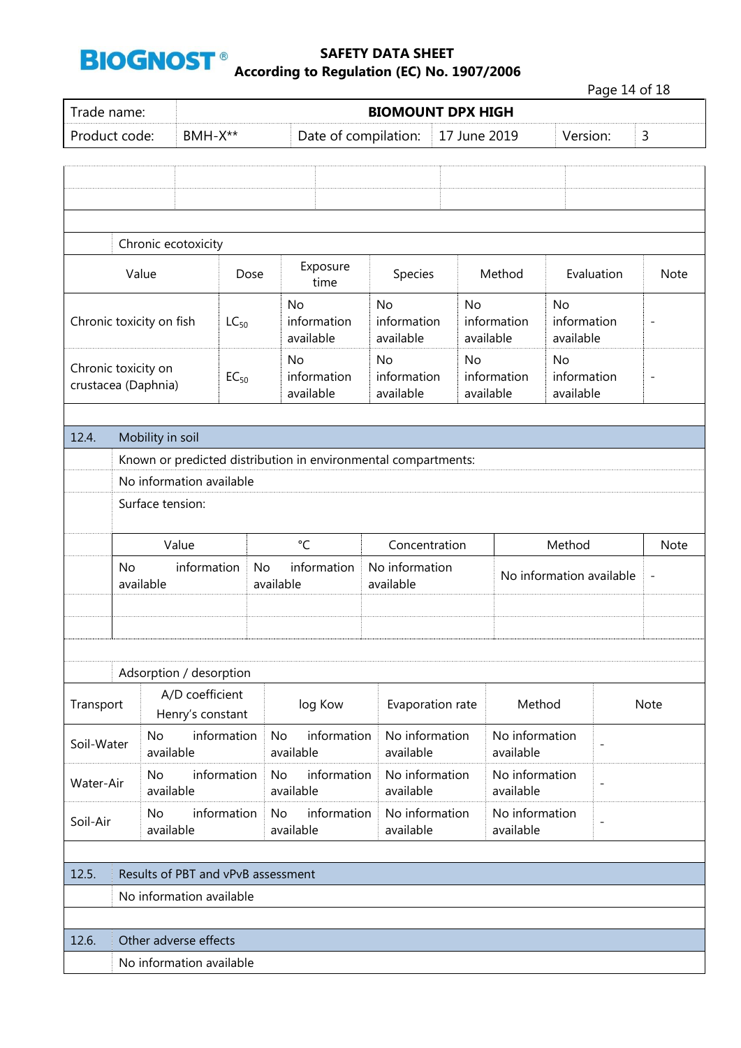Chronic ecotoxicity

| Value | Dose | Exposure time | Species | Method | Evaluation | Note |
|---|---|---|---|---|---|---|
| Chronic toxicity on fish | $LC_{50}$ | No information available | No information available | No information available | No information available | - |
| Chronic toxicity on crustacea (Daphnia) | $EC_{50}$ | No information available | No information available | No information available | No information available | - |

## 12.4. Mobility in soil

Known or predicted distribution in environmental compartments:

No information available

Surface tension:

| Value | °C | Concentration | Method | Note |
|---|---|---|---|---|
| No information available | No information available | No information available | No information available | - |
| | | | | |
| | | | | |

Adsorption / desorption

| Transport | A/D coefficient Henry's constant | log Kow | Evaporation rate | Method | Note |
|---|---|---|---|---|---|
| Soil-Water | No information available | No information available | No information available | No information available | - |
| Water-Air | No information available | No information available | No information available | No information available | - |
| Soil-Air | No information available | No information available | No information available | No information available | - |

## 12.5. Results of PBT and vPvB assessment

No information available

## 12.6. Other adverse effects

No information available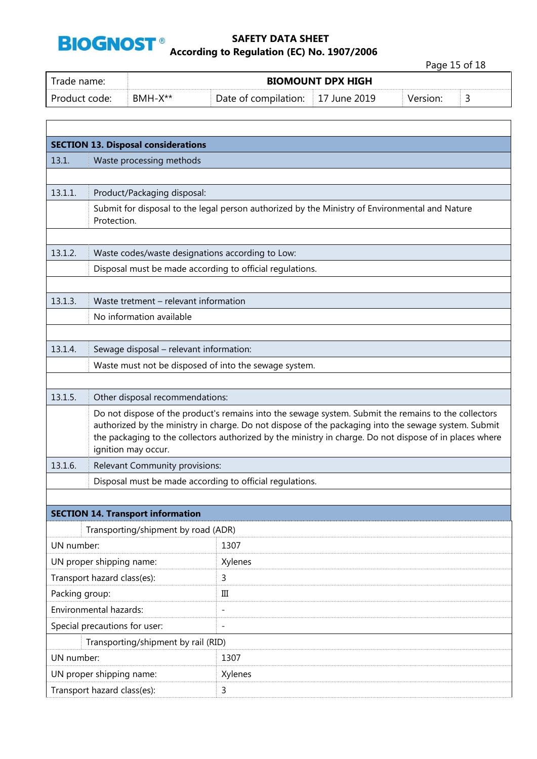| Trade name: | BIOMOUNT DPX HIGH | | | | |
|---|---|---|---|---|---|
| Product code: | BMH-X** | Date of compilation: | 17 June 2019 | Version: | 3 |

## SECTION 13. Disposal considerations

| | |
|---|---|
| 13.1. | Waste processing methods |
| 13.1.1. | Product/Packaging disposal: |
| | Submit for disposal to the legal person authorized by the Ministry of Environmental and Nature Protection. |
| 13.1.2. | Waste codes/waste designations according to Low: |
| | Disposal must be made according to official regulations. |
| 13.1.3. | Waste tretment – relevant information |
| | No information available |
| 13.1.4. | Sewage disposal – relevant information: |
| | Waste must not be disposed of into the sewage system. |
| 13.1.5. | Other disposal recommendations: |
| | Do not dispose of the product's remains into the sewage system. Submit the remains to the collectors authorized by the ministry in charge. Do not dispose of the packaging into the sewage system. Submit the packaging to the collectors authorized by the ministry in charge. Do not dispose of in places where ignition may occur. |
| 13.1.6. | Relevant Community provisions: |
| | Disposal must be made according to official regulations. |

## SECTION 14. Transport information

| Transporting/shipment by road (ADR) | |
|---|---|
| UN number: | 1307 |
| UN proper shipping name: | Xylenes |
| Transport hazard class(es): | 3 |
| Packing group: | III |
| Environmental hazards: | - |
| Special precautions for user: | - |
| **Transporting/shipment by rail (RID)** | |
| UN number: | 1307 |
| UN proper shipping name: | Xylenes |
| Transport hazard class(es): | 3 |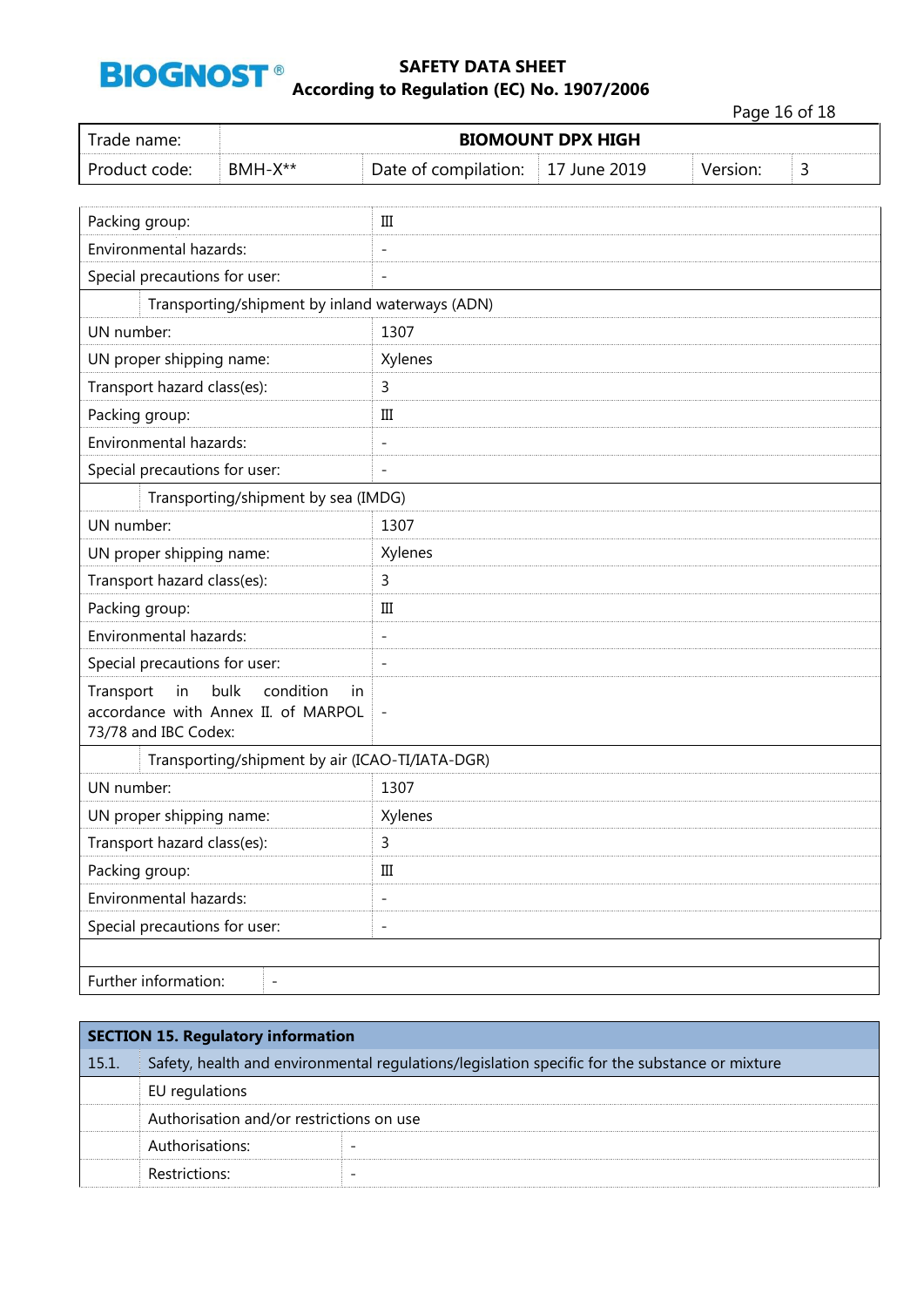| Trade name: | BIOMOUNT DPX HIGH | | | | |
|---|---|---|---|---|---|
| Product code: | BMH-X** | Date of compilation: | 17 June 2019 | Version: | 3 |

| | |
|---|---|
| Packing group: | III |
| Environmental hazards: | - |
| Special precautions for user: | - |
| **Transporting/shipment by inland waterways (ADN)** | |
| UN number: | 1307 |
| UN proper shipping name: | Xylenes |
| Transport hazard class(es): | 3 |
| Packing group: | III |
| Environmental hazards: | - |
| Special precautions for user: | - |
| **Transporting/shipment by sea (IMDG)** | |
| UN number: | 1307 |
| UN proper shipping name: | Xylenes |
| Transport hazard class(es): | 3 |
| Packing group: | III |
| Environmental hazards: | - |
| Special precautions for user: | - |
| Transport in bulk condition in accordance with Annex II. of MARPOL 73/78 and IBC Codex: | - |
| **Transporting/shipment by air (ICAO-TI/IATA-DGR)** | |
| UN number: | 1307 |
| UN proper shipping name: | Xylenes |
| Transport hazard class(es): | 3 |
| Packing group: | III |
| Environmental hazards: | - |
| Special precautions for user: | - |

| | |
|---|---|
| Further information: | - |

## SECTION 15. Regulatory information

**15.1.** Safety, health and environmental regulations/legislation specific for the substance or mixture

EU regulations

Authorisation and/or restrictions on use

| | |
|---|---|
| Authorisations: | - |
| Restrictions: | - |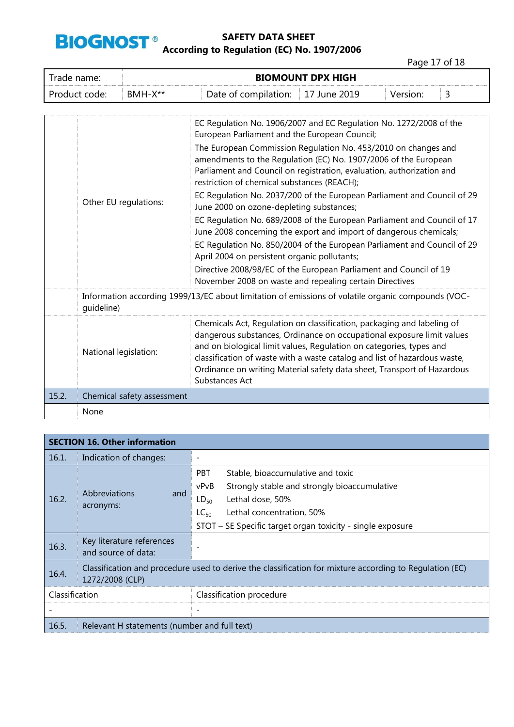| Trade name: | BIOMOUNT DPX HIGH | | | | |
|---|---|---|---|---|---|
| Product code: | BMH-X** | Date of compilation: | 17 June 2019 | Version: | 3 |

| | | |
|---|---|---|
| | Other EU regulations: | EC Regulation No. 1906/2007 and EC Regulation No. 1272/2008 of the European Parliament and the European Council;<br>The European Commission Regulation No. 453/2010 on changes and amendments to the Regulation (EC) No. 1907/2006 of the European Parliament and Council on registration, evaluation, authorization and restriction of chemical substances (REACH);<br>EC Regulation No. 2037/200 of the European Parliament and Council of 29 June 2000 on ozone-depleting substances;<br>EC Regulation No. 689/2008 of the European Parliament and Council of 17 June 2008 concerning the export and import of dangerous chemicals;<br>EC Regulation No. 850/2004 of the European Parliament and Council of 29 April 2004 on persistent organic pollutants;<br>Directive 2008/98/EC of the European Parliament and Council of 19 November 2008 on waste and repealing certain Directives |
| | Information according 1999/13/EC about limitation of emissions of volatile organic compounds (VOC-guideline) | |
| | National legislation: | Chemicals Act, Regulation on classification, packaging and labeling of dangerous substances, Ordinance on occupational exposure limit values and on biological limit values, Regulation on categories, types and classification of waste with a waste catalog and list of hazardous waste, Ordinance on writing Material safety data sheet, Transport of Hazardous Substances Act |
| 15.2. | Chemical safety assessment | |
| | None | |

## SECTION 16. Other information

| | | |
|---|---|---|
| 16.1. | Indication of changes: | - |
| 16.2. | Abbreviations and acronyms: | PBT Stable, bioaccumulative and toxic<br>vPvB Strongly stable and strongly bioaccumulative<br>$LD_{50}$ Lethal dose, 50%<br>$LC_{50}$ Lethal concentration, 50%<br>STOT – SE Specific target organ toxicity - single exposure |
| 16.3. | Key literature references and source of data: | - |
| 16.4. | Classification and procedure used to derive the classification for mixture according to Regulation (EC) 1272/2008 (CLP) | |

| Classification | Classification procedure |
|---|---|
| - | - |

| | |
|---|---|
| 16.5. | Relevant H statements (number and full text) |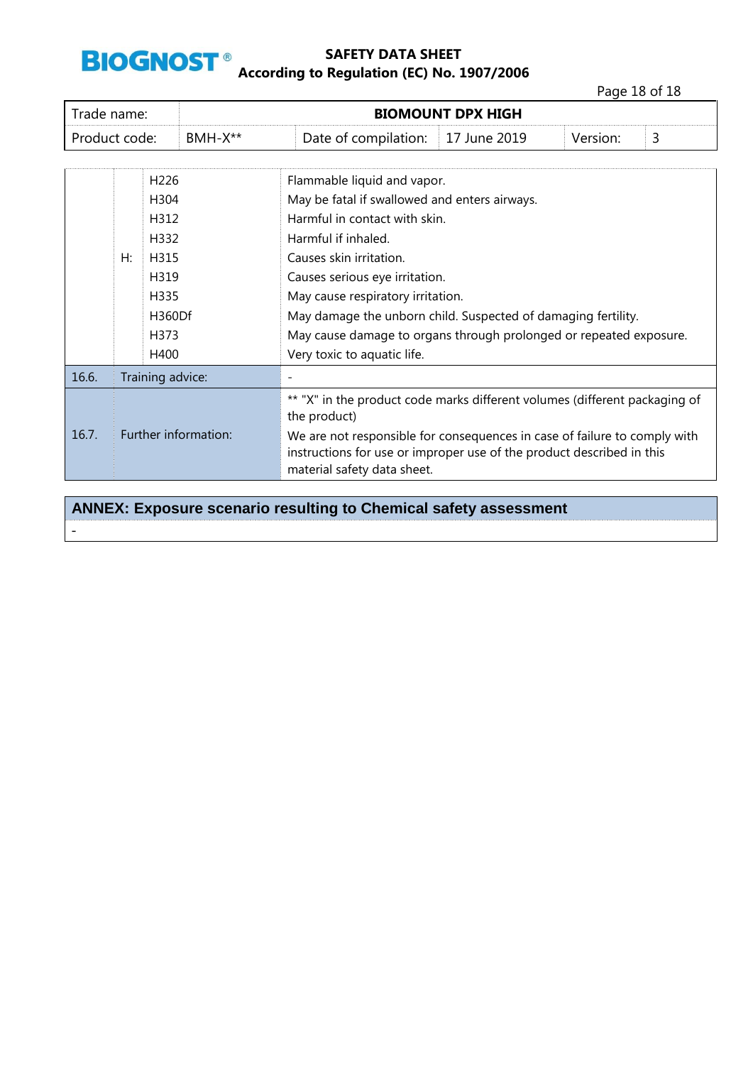| | | | |
|---|---|---|---|
| | H: | H226 | Flammable liquid and vapor. |
| | | H304 | May be fatal if swallowed and enters airways. |
| | | H312 | Harmful in contact with skin. |
| | | H332 | Harmful if inhaled. |
| | | H315 | Causes skin irritation. |
| | | H319 | Causes serious eye irritation. |
| | | H335 | May cause respiratory irritation. |
| | | H360Df | May damage the unborn child. Suspected of damaging fertility. |
| | | H373 | May cause damage to organs through prolonged or repeated exposure. |
| | | H400 | Very toxic to aquatic life. |
| 16.6. | Training advice: | | - |
| 16.7. | Further information: | | ** "X" in the product code marks different volumes (different packaging of the product)<br>We are not responsible for consequences in case of failure to comply with instructions for use or improper use of the product described in this material safety data sheet. |

## ANNEX: Exposure scenario resulting to Chemical safety assessment

-